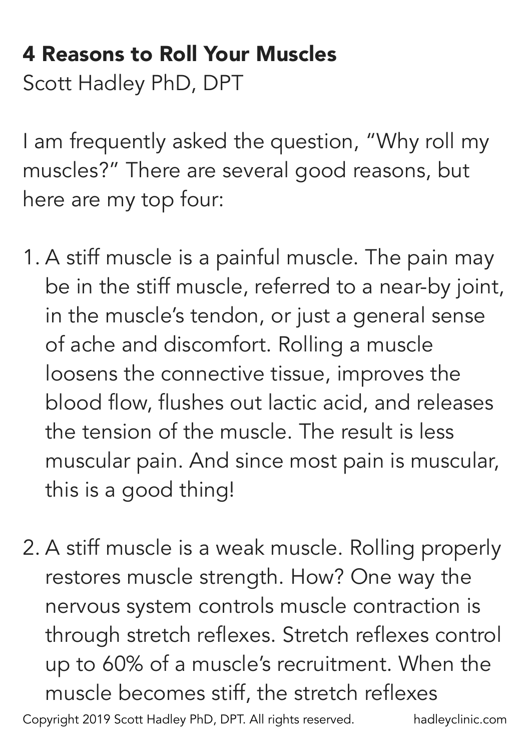**4 Reasons to Roll Your Muscles**

Scott Hadley PhD, DPT

I am frequently asked the question, "Why roll my muscles?" There are several good reasons, but here are my top four:

1. A stiff muscle is a painful muscle. The pain may be in the stiff muscle, referred to a near-by joint, in the muscle's tendon, or just a general sense of ache and discomfort. Rolling a muscle loosens the connective tissue, improves the blood flow, flushes out lactic acid, and releases the tension of the muscle. The result is less muscular pain. And since most pain is muscular, this is a good thing!

2. A stiff muscle is a weak muscle. Rolling properly restores muscle strength. How? One way the nervous system controls muscle contraction is through stretch reflexes. Stretch reflexes control up to 60% of a muscle's recruitment. When the muscle becomes stiff, the stretch reflexes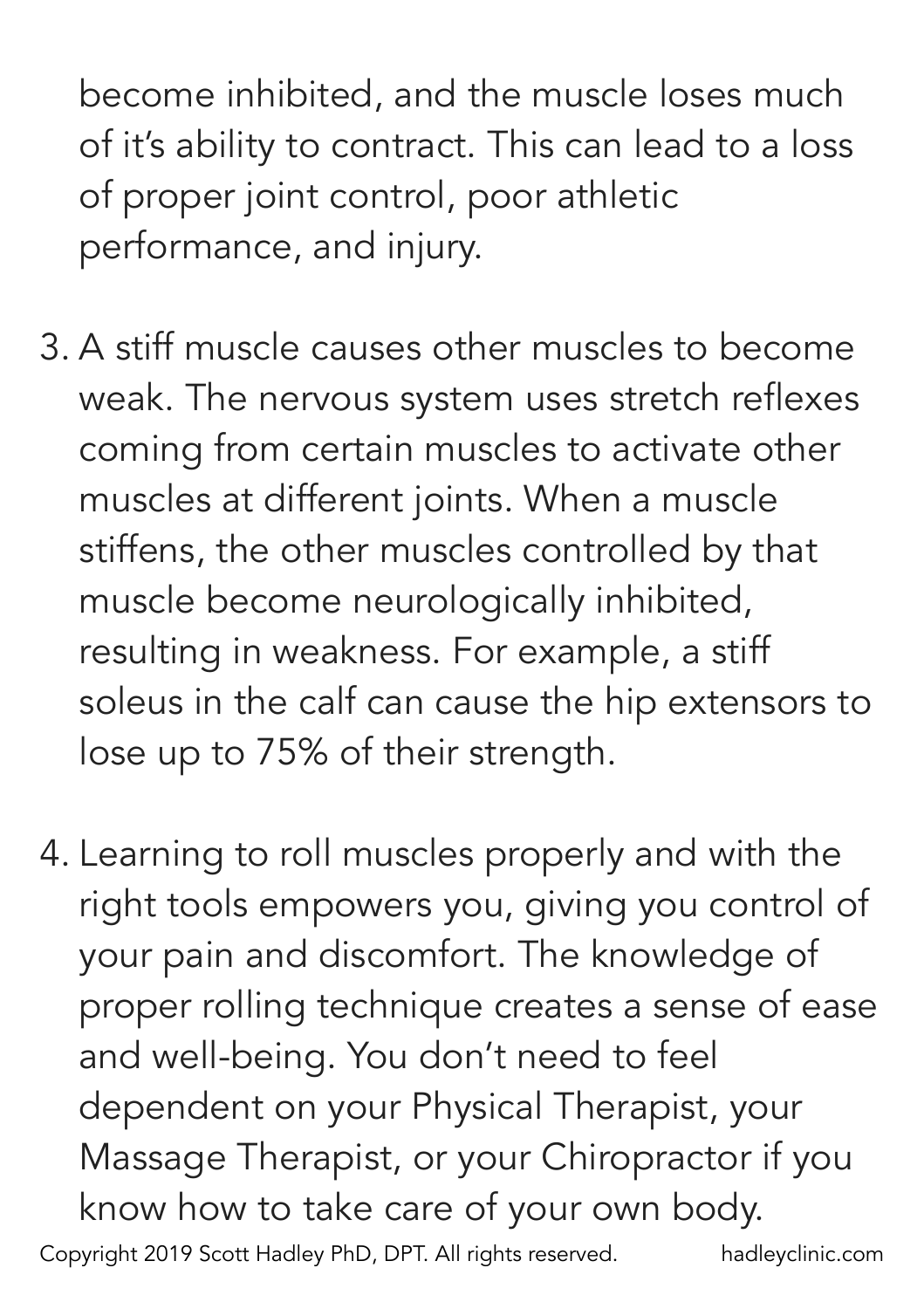become inhibited, and the muscle loses much of it's ability to contract. This can lead to a loss of proper joint control, poor athletic performance, and injury.

3. A stiff muscle causes other muscles to become weak. The nervous system uses stretch reflexes coming from certain muscles to activate other muscles at different joints. When a muscle stiffens, the other muscles controlled by that muscle become neurologically inhibited, resulting in weakness. For example, a stiff soleus in the calf can cause the hip extensors to lose up to 75% of their strength.

4. Learning to roll muscles properly and with the right tools empowers you, giving you control of your pain and discomfort. The knowledge of proper rolling technique creates a sense of ease and well-being. You don't need to feel dependent on your Physical Therapist, your Massage Therapist, or your Chiropractor if you know how to take care of your own body.